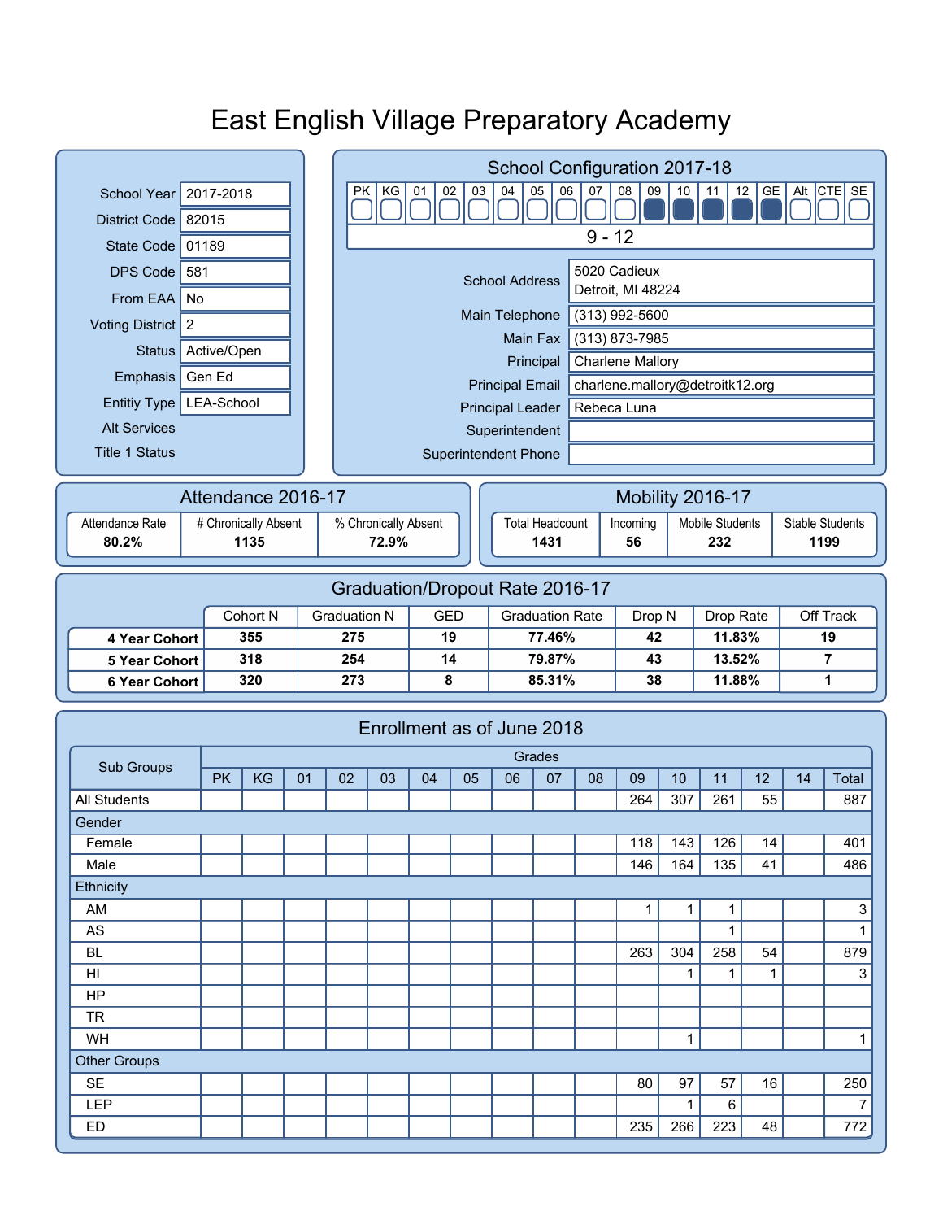# East English Village Preparatory Academy

| | |
|---|---|
| School Year | 2017-2018 |
| District Code | 82015 |
| State Code | 01189 |
| DPS Code | 581 |
| From EAA | No |
| Voting District | 2 |
| Status | Active/Open |
| Emphasis | Gen Ed |
| Entitiy Type | LEA-School |
| Alt Services | |
| Title 1 Status | |

## School Configuration 2017-18

| PK | KG | 01 | 02 | 03 | 04 | 05 | 06 | 07 | 08 | 09 | 10 | 11 | 12 | GE | Alt | CTE | SE |
|---|---|---|---|---|---|---|---|---|---|---|---|---|---|---|---|---|---|
| | | | | | | | | | | ■ | ■ | ■ | ■ | ■ | | | |

9 - 12

| | |
|---|---|
| School Address | 5020 Cadieux<br>Detroit, MI 48224 |
| Main Telephone | (313) 992-5600 |
| Main Fax | (313) 873-7985 |
| Principal | Charlene Mallory |
| Principal Email | charlene.mallory@detroitk12.org |
| Principal Leader | Rebeca Luna |
| Superintendent | |
| Superintendent Phone | |

## Attendance 2016-17

| Attendance Rate | # Chronically Absent | % Chronically Absent |
|---|---|---|
| **80.2%** | **1135** | **72.9%** |

## Mobility 2016-17

| Total Headcount | Incoming | Mobile Students | Stable Students |
|---|---|---|---|
| **1431** | **56** | **232** | **1199** |

## Graduation/Dropout Rate 2016-17

| | Cohort N | Graduation N | GED | Graduation Rate | Drop N | Drop Rate | Off Track |
|---|---|---|---|---|---|---|---|
| **4 Year Cohort** | **355** | **275** | **19** | **77.46%** | **42** | **11.83%** | **19** |
| **5 Year Cohort** | **318** | **254** | **14** | **79.87%** | **43** | **13.52%** | **7** |
| **6 Year Cohort** | **320** | **273** | **8** | **85.31%** | **38** | **11.88%** | **1** |

## Enrollment as of June 2018

| Sub Groups | Grades | | | | | | | | | | | | | | |
|---|---|---|---|---|---|---|---|---|---|---|---|---|---|---|---|
| | PK | KG | 01 | 02 | 03 | 04 | 05 | 06 | 07 | 08 | 09 | 10 | 11 | 12 | 14 | Total |
| All Students | | | | | | | | | | | 264 | 307 | 261 | 55 | | 887 |
| Gender | | | | | | | | | | | | | | | | |
| Female | | | | | | | | | | | 118 | 143 | 126 | 14 | | 401 |
| Male | | | | | | | | | | | 146 | 164 | 135 | 41 | | 486 |
| Ethnicity | | | | | | | | | | | | | | | | |
| AM | | | | | | | | | | | 1 | 1 | 1 | | | 3 |
| AS | | | | | | | | | | | | | 1 | | | 1 |
| BL | | | | | | | | | | | 263 | 304 | 258 | 54 | | 879 |
| HI | | | | | | | | | | | | 1 | 1 | 1 | | 3 |
| HP | | | | | | | | | | | | | | | | |
| TR | | | | | | | | | | | | | | | | |
| WH | | | | | | | | | | | | 1 | | | | 1 |
| Other Groups | | | | | | | | | | | | | | | | |
| SE | | | | | | | | | | | 80 | 97 | 57 | 16 | | 250 |
| LEP | | | | | | | | | | | | 1 | 6 | | | 7 |
| ED | | | | | | | | | | | 235 | 266 | 223 | 48 | | 772 |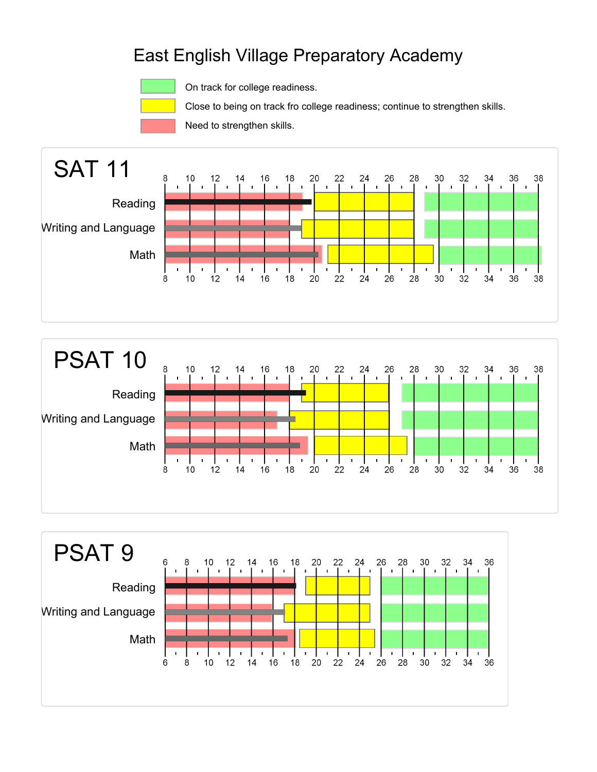# East English Village Preparatory Academy

- On track for college readiness.
- Close to being on track fro college readiness; continue to strengthen skills.
- Need to strengthen skills.

## SAT 11

Reading

Writing and Language

Math

8 10 12 14 16 18 20 22 24 26 28 30 32 34 36 38

## PSAT 10

Reading

Writing and Language

Math

8 10 12 14 16 18 20 22 24 26 28 30 32 34 36 38

## PSAT 9

Reading

Writing and Language

Math

6 8 10 12 14 16 18 20 22 24 26 28 30 32 34 36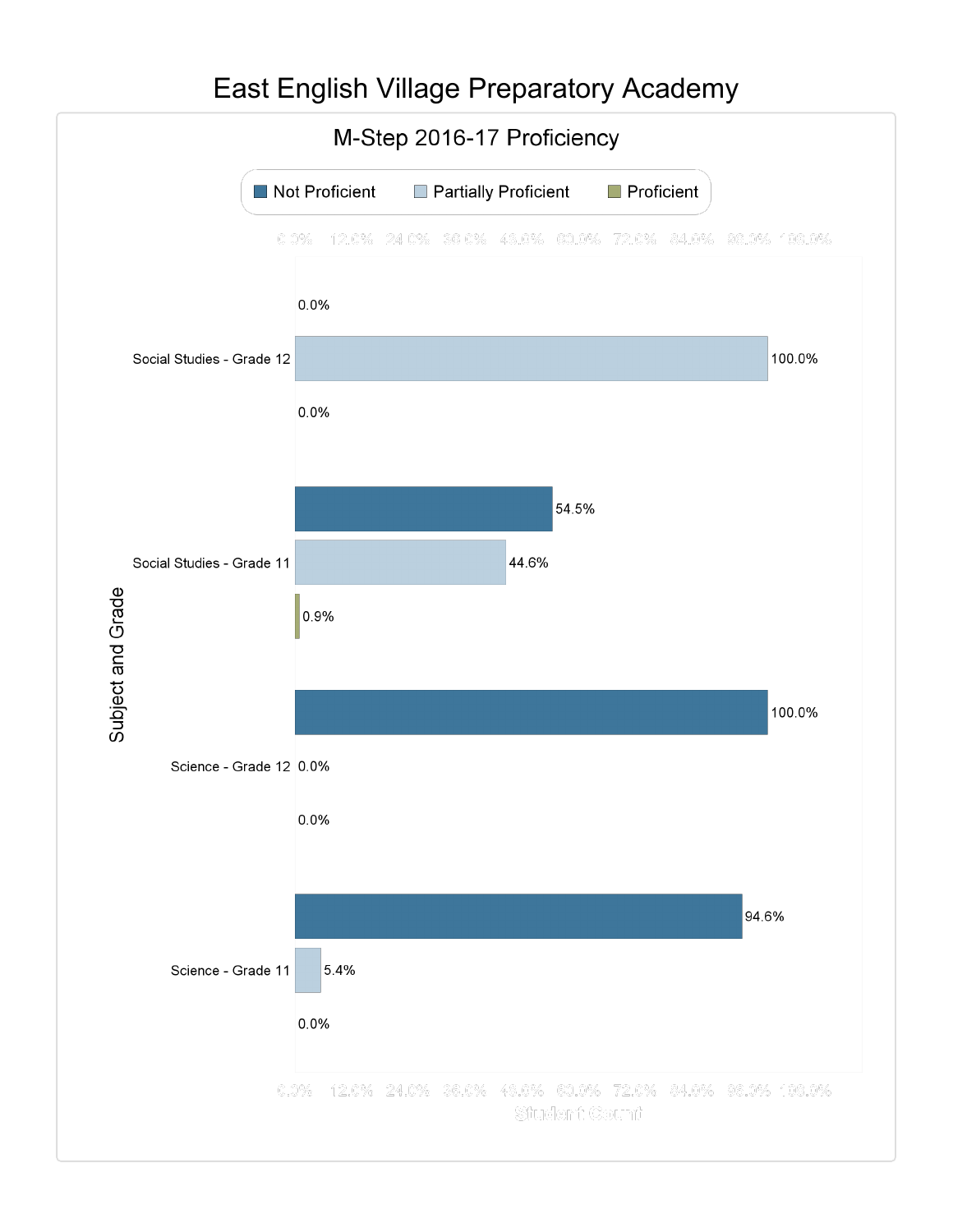# East English Village Preparatory Academy

## M-Step 2016-17 Proficiency

| Subject and Grade | Not Proficient | Partially Proficient | Proficient |
|---|---|---|---|
| Social Studies - Grade 12 | 0.0% | 100.0% | 0.0% |
| Social Studies - Grade 11 | 54.5% | 44.6% | 0.9% |
| Science - Grade 12 | 100.0% | 0.0% | 0.0% |
| Science - Grade 11 | 94.6% | 5.4% | 0.0% |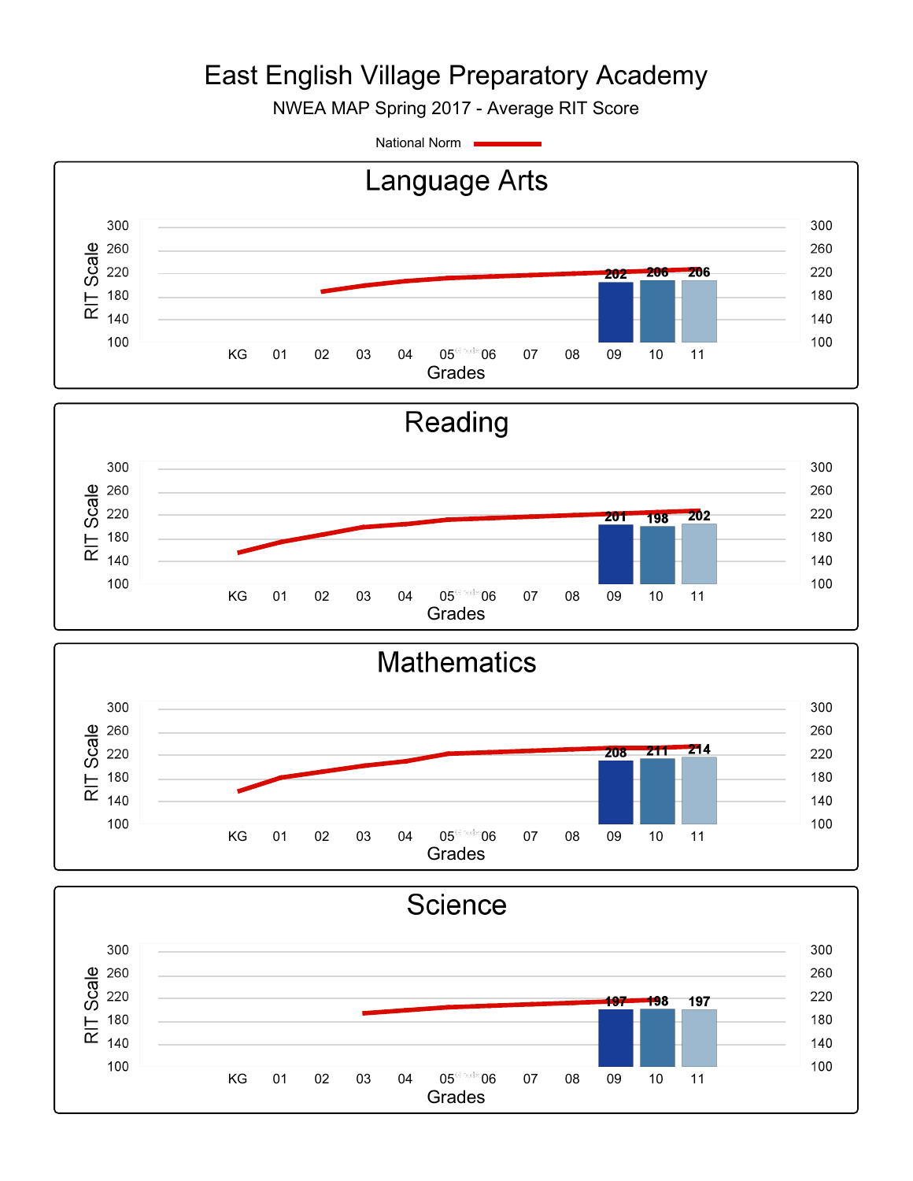# East English Village Preparatory Academy

NWEA MAP Spring 2017 - Average RIT Score

National Norm

## Language Arts

| Grade | 09 | 10 | 11 |
|---|---|---|---|
| Average RIT Score | 202 | 206 | 206 |

## Reading

| Grade | 09 | 10 | 11 |
|---|---|---|---|
| Average RIT Score | 201 | 198 | 202 |

## Mathematics

| Grade | 09 | 10 | 11 |
|---|---|---|---|
| Average RIT Score | 208 | 211 | 214 |

## Science

| Grade | 09 | 10 | 11 |
|---|---|---|---|
| Average RIT Score | 197 | 198 | 197 |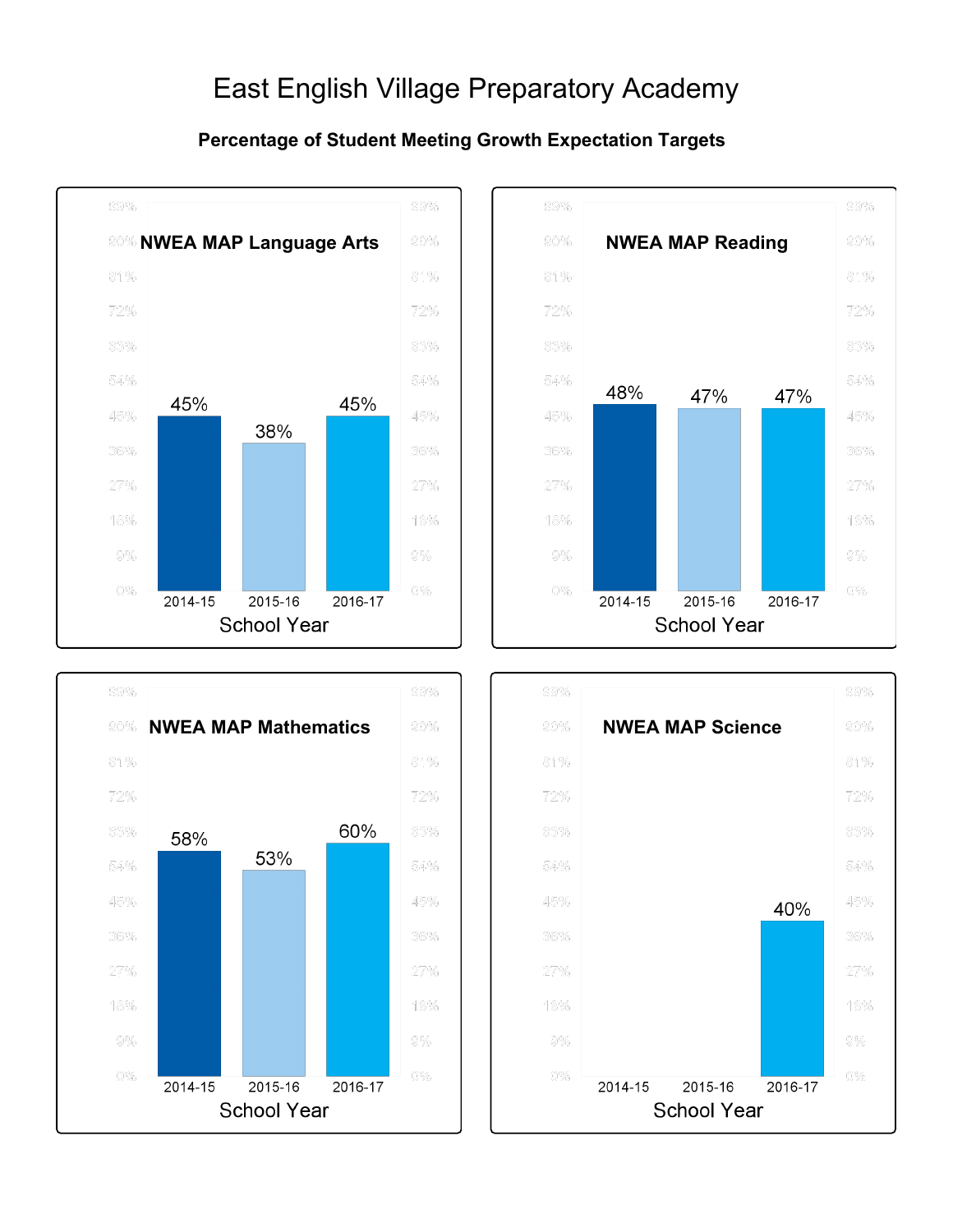# East English Village Preparatory Academy

**Percentage of Student Meeting Growth Expectation Targets**

**NWEA MAP Language Arts**

45%
38%
45%

2014-15
2015-16
2016-17

School Year

**NWEA MAP Reading**

48%
47%
47%

2014-15
2015-16
2016-17

School Year

**NWEA MAP Mathematics**

58%
53%
60%

2014-15
2015-16
2016-17

School Year

**NWEA MAP Science**

40%

2014-15
2015-16
2016-17

School Year